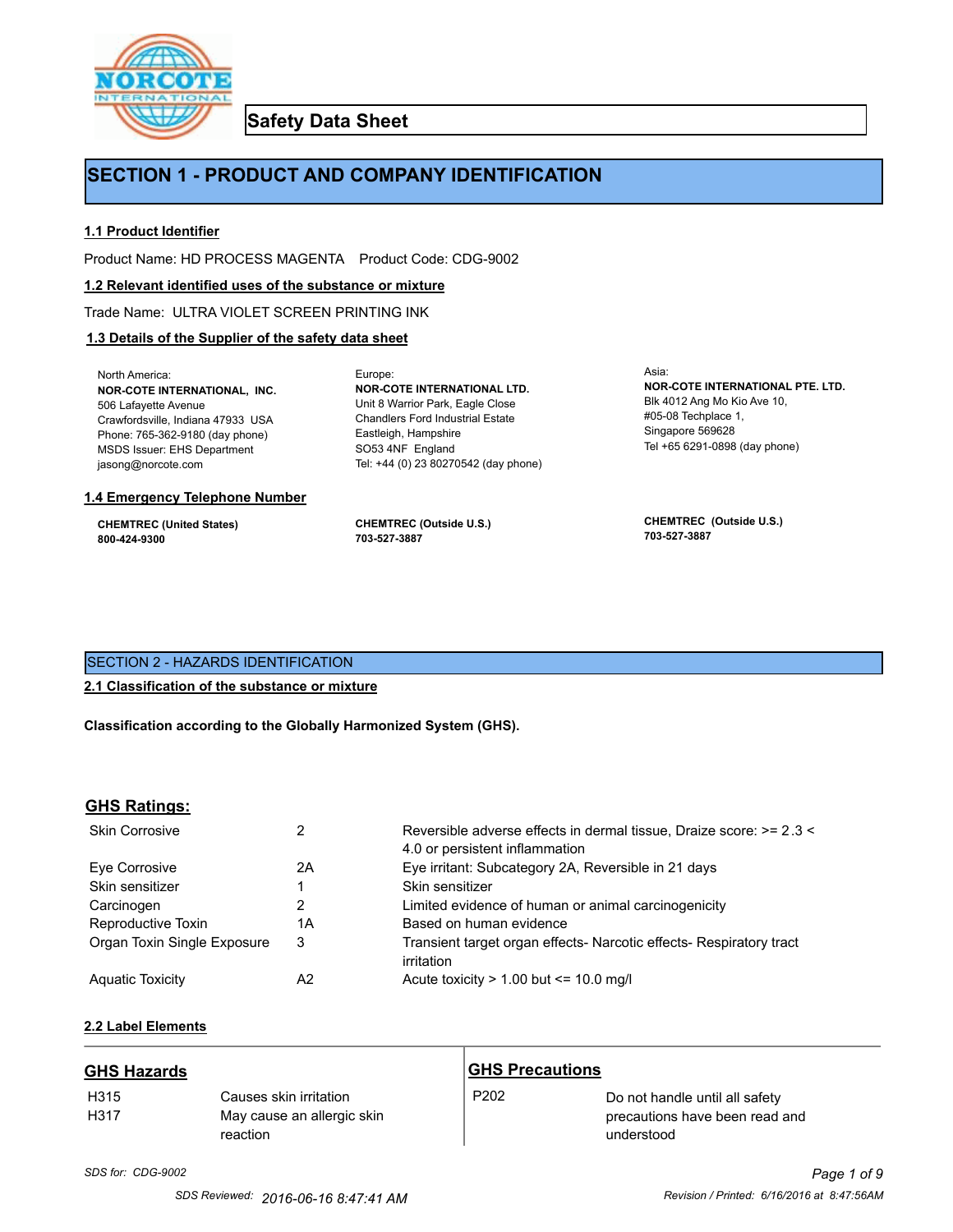# Safety Data Sheet

## SECTION 1 - PRODUCT AND COMPANY IDENTIFICATION

### 1.1 Product Identifier

Product Name: HD PROCESS MAGENTA    Product Code: CDG-9002

### 1.2 Relevant identified uses of the substance or mixture

Trade Name: ULTRA VIOLET SCREEN PRINTING INK

### 1.3 Details of the Supplier of the safety data sheet

North America:
**NOR-COTE INTERNATIONAL, INC.**
506 Lafayette Avenue
Crawfordsville, Indiana 47933 USA
Phone: 765-362-9180 (day phone)
MSDS Issuer: EHS Department
jasong@norcote.com

Europe:
**NOR-COTE INTERNATIONAL LTD.**
Unit 8 Warrior Park, Eagle Close
Chandlers Ford Industrial Estate
Eastleigh, Hampshire
SO53 4NF England
Tel: +44 (0) 23 80270542 (day phone)

Asia:
**NOR-COTE INTERNATIONAL PTE. LTD.**
Blk 4012 Ang Mo Kio Ave 10,
#05-08 Techplace 1,
Singapore 569628
Tel +65 6291-0898 (day phone)

### 1.4 Emergency Telephone Number

**CHEMTREC (United States)**
**800-424-9300**

**CHEMTREC (Outside U.S.)**
**703-527-3887**

**CHEMTREC (Outside U.S.)**
**703-527-3887**

## SECTION 2 - HAZARDS IDENTIFICATION

### 2.1 Classification of the substance or mixture

**Classification according to the Globally Harmonized System (GHS).**

### GHS Ratings:

| | | |
|---|---|---|
| Skin Corrosive | 2 | Reversible adverse effects in dermal tissue, Draize score: >= 2.3 < 4.0 or persistent inflammation |
| Eye Corrosive | 2A | Eye irritant: Subcategory 2A, Reversible in 21 days |
| Skin sensitizer | 1 | Skin sensitizer |
| Carcinogen | 2 | Limited evidence of human or animal carcinogenicity |
| Reproductive Toxin | 1A | Based on human evidence |
| Organ Toxin Single Exposure | 3 | Transient target organ effects- Narcotic effects- Respiratory tract irritation |
| Aquatic Toxicity | A2 | Acute toxicity > 1.00 but <= 10.0 mg/l |

### 2.2 Label Elements

**GHS Hazards**

| | |
|---|---|
| H315 | Causes skin irritation |
| H317 | May cause an allergic skin reaction |

**GHS Precautions**

| | |
|---|---|
| P202 | Do not handle until all safety precautions have been read and understood |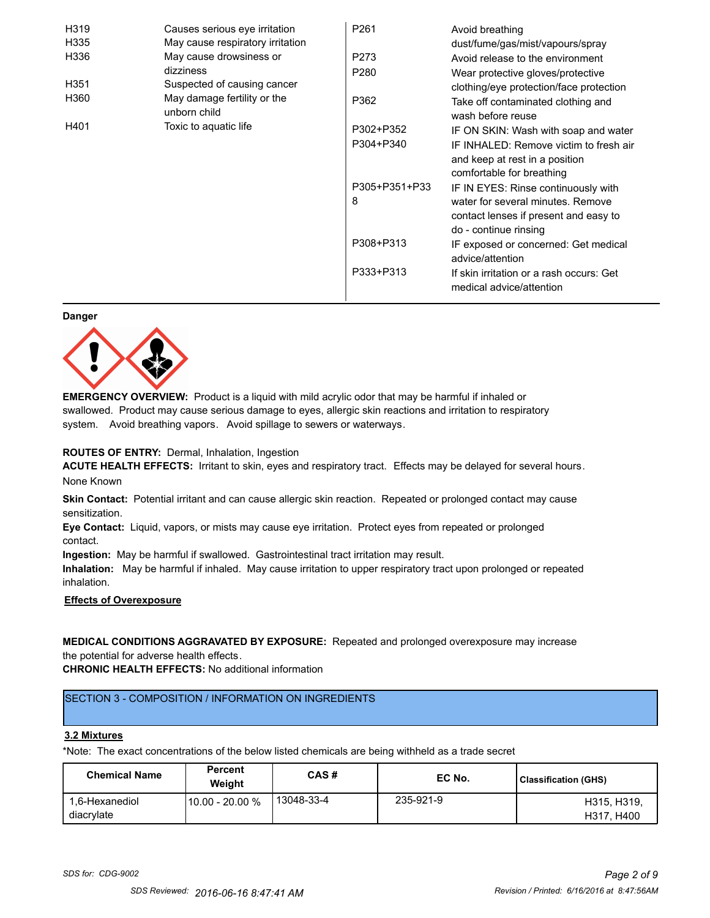| | |
|---|---|
| H319 | Causes serious eye irritation |
| H335 | May cause respiratory irritation |
| H336 | May cause drowsiness or dizziness |
| H351 | Suspected of causing cancer |
| H360 | May damage fertility or the unborn child |
| H401 | Toxic to aquatic life |

| | |
|---|---|
| P261 | Avoid breathing dust/fume/gas/mist/vapours/spray |
| P273 | Avoid release to the environment |
| P280 | Wear protective gloves/protective clothing/eye protection/face protection |
| P362 | Take off contaminated clothing and wash before reuse |
| P302+P352 | IF ON SKIN: Wash with soap and water |
| P304+P340 | IF INHALED: Remove victim to fresh air and keep at rest in a position comfortable for breathing |
| P305+P351+P338 | IF IN EYES: Rinse continuously with water for several minutes. Remove contact lenses if present and easy to do - continue rinsing |
| P308+P313 | IF exposed or concerned: Get medical advice/attention |
| P333+P313 | If skin irritation or a rash occurs: Get medical advice/attention |

**Danger**

**EMERGENCY OVERVIEW:** Product is a liquid with mild acrylic odor that may be harmful if inhaled or swallowed. Product may cause serious damage to eyes, allergic skin reactions and irritation to respiratory system. Avoid breathing vapors. Avoid spillage to sewers or waterways.

**ROUTES OF ENTRY:** Dermal, Inhalation, Ingestion

**ACUTE HEALTH EFFECTS:** Irritant to skin, eyes and respiratory tract. Effects may be delayed for several hours.

None Known

**Skin Contact:** Potential irritant and can cause allergic skin reaction. Repeated or prolonged contact may cause sensitization.

**Eye Contact:** Liquid, vapors, or mists may cause eye irritation. Protect eyes from repeated or prolonged contact.

**Ingestion:** May be harmful if swallowed. Gastrointestinal tract irritation may result.

**Inhalation:** May be harmful if inhaled. May cause irritation to upper respiratory tract upon prolonged or repeated inhalation.

**Effects of Overexposure**

**MEDICAL CONDITIONS AGGRAVATED BY EXPOSURE:** Repeated and prolonged overexposure may increase the potential for adverse health effects.

**CHRONIC HEALTH EFFECTS:** No additional information

## SECTION 3 - COMPOSITION / INFORMATION ON INGREDIENTS

**3.2 Mixtures**

*Note: The exact concentrations of the below listed chemicals are being withheld as a trade secret

| Chemical Name | Percent Weight | CAS # | EC No. | Classification (GHS) |
|---|---|---|---|---|
| 1,6-Hexanediol diacrylate | 10.00 - 20.00 % | 13048-33-4 | 235-921-9 | H315, H319, H317, H400 |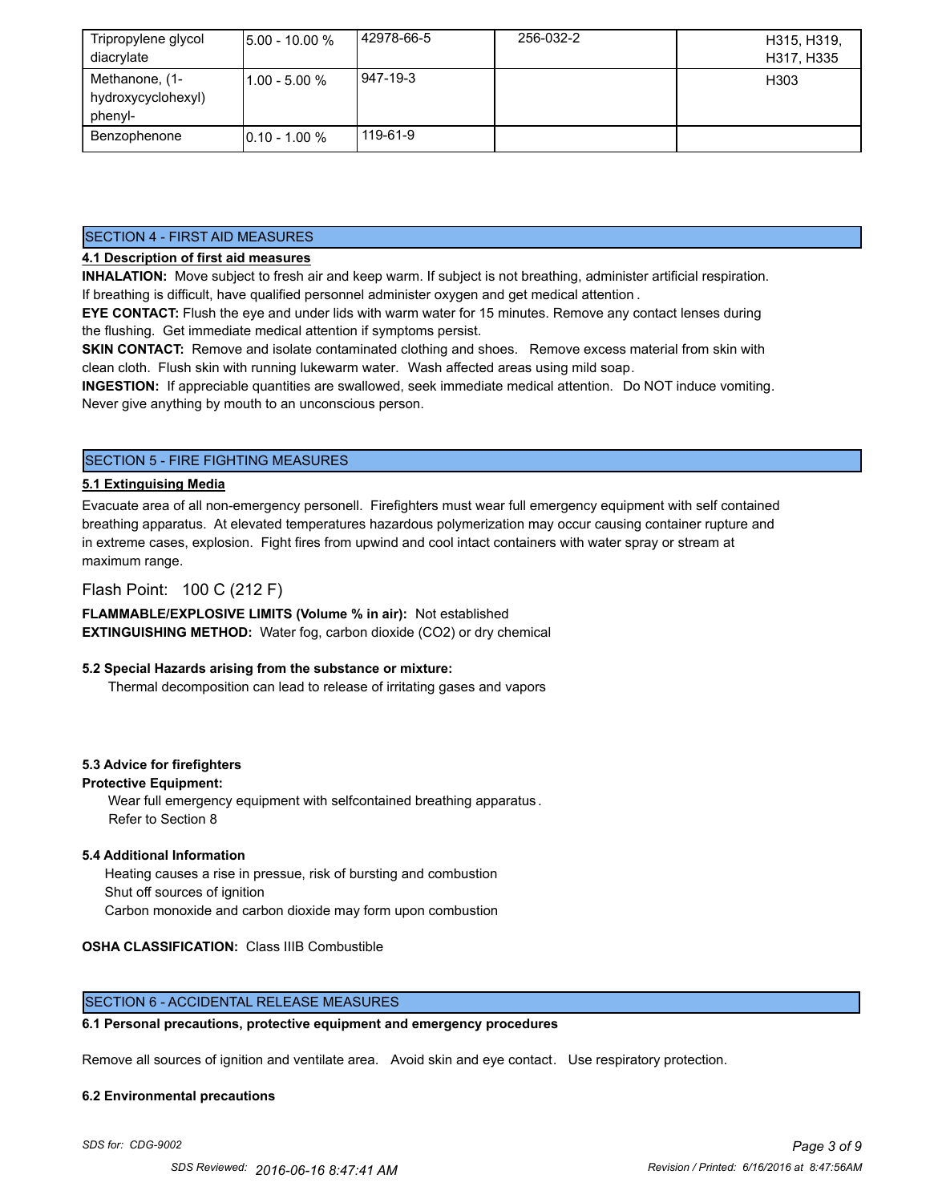| Tripropylene glycol diacrylate | 5.00 - 10.00 % | 42978-66-5 | 256-032-2 | H315, H319, H317, H335 |
|---|---|---|---|---|
| Methanone, (1-hydroxycyclohexyl) phenyl- | 1.00 - 5.00 % | 947-19-3 | | H303 |
| Benzophenone | 0.10 - 1.00 % | 119-61-9 | | |

## SECTION 4 - FIRST AID MEASURES

**4.1 Description of first aid measures**

**INHALATION:** Move subject to fresh air and keep warm. If subject is not breathing, administer artificial respiration. If breathing is difficult, have qualified personnel administer oxygen and get medical attention .

**EYE CONTACT:** Flush the eye and under lids with warm water for 15 minutes. Remove any contact lenses during the flushing. Get immediate medical attention if symptoms persist.

**SKIN CONTACT:** Remove and isolate contaminated clothing and shoes. Remove excess material from skin with clean cloth. Flush skin with running lukewarm water. Wash affected areas using mild soap.

**INGESTION:** If appreciable quantities are swallowed, seek immediate medical attention. Do NOT induce vomiting. Never give anything by mouth to an unconscious person.

## SECTION 5 - FIRE FIGHTING MEASURES

**5.1 Extinguising Media**

Evacuate area of all non-emergency personell. Firefighters must wear full emergency equipment with self contained breathing apparatus. At elevated temperatures hazardous polymerization may occur causing container rupture and in extreme cases, explosion. Fight fires from upwind and cool intact containers with water spray or stream at maximum range.

Flash Point: 100 C (212 F)

**FLAMMABLE/EXPLOSIVE LIMITS (Volume % in air):** Not established

**EXTINGUISHING METHOD:** Water fog, carbon dioxide ($CO_2$) or dry chemical

**5.2 Special Hazards arising from the substance or mixture:**

Thermal decomposition can lead to release of irritating gases and vapors

**5.3 Advice for firefighters**

**Protective Equipment:**

Wear full emergency equipment with selfcontained breathing apparatus .
Refer to Section 8

**5.4 Additional Information**

Heating causes a rise in pressue, risk of bursting and combustion
Shut off sources of ignition
Carbon monoxide and carbon dioxide may form upon combustion

**OSHA CLASSIFICATION:** Class IIIB Combustible

## SECTION 6 - ACCIDENTAL RELEASE MEASURES

**6.1 Personal precautions, protective equipment and emergency procedures**

Remove all sources of ignition and ventilate area. Avoid skin and eye contact. Use respiratory protection.

**6.2 Environmental precautions**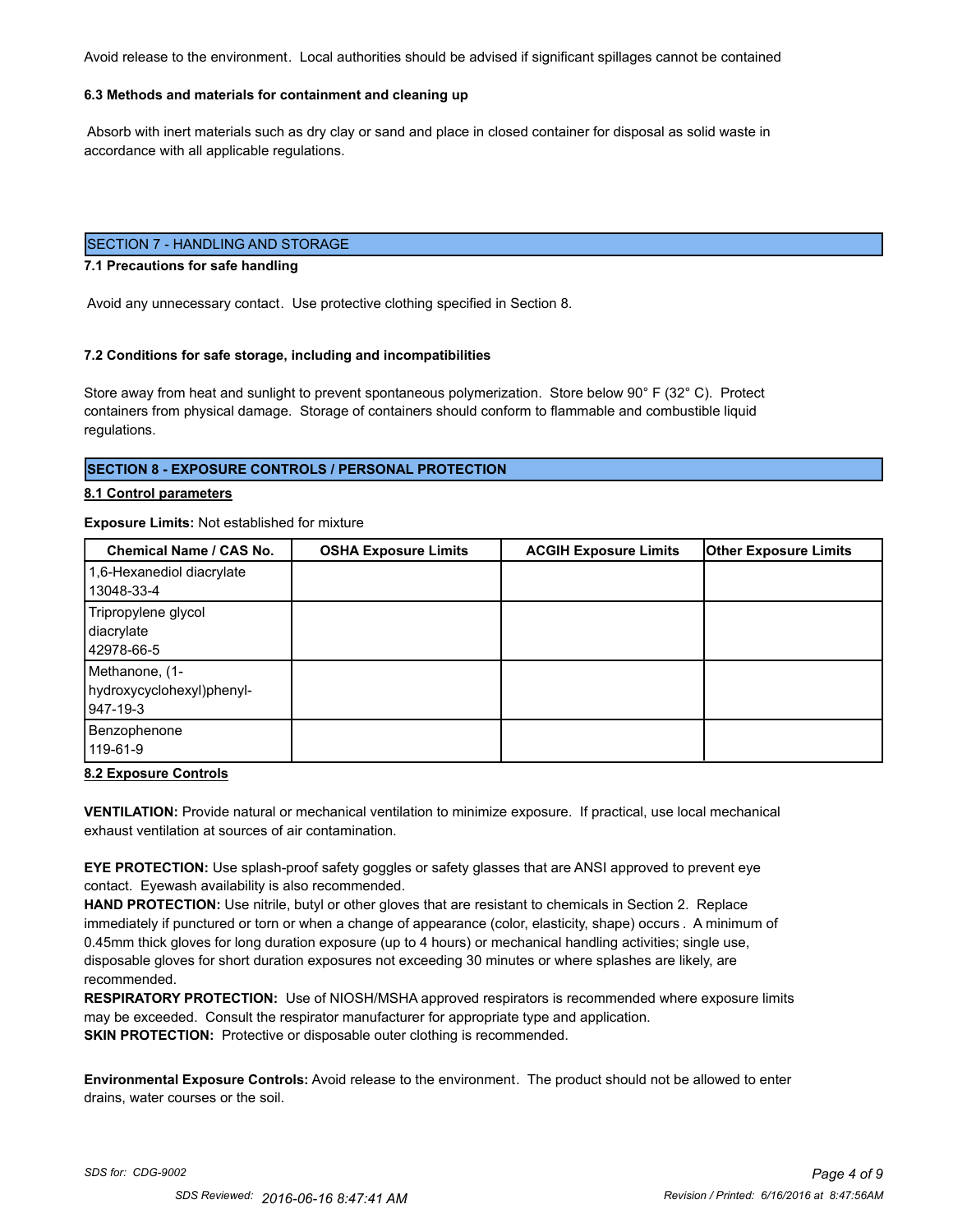Avoid release to the environment. Local authorities should be advised if significant spillages cannot be contained

**6.3 Methods and materials for containment and cleaning up**

Absorb with inert materials such as dry clay or sand and place in closed container for disposal as solid waste in accordance with all applicable regulations.

## SECTION 7 - HANDLING AND STORAGE

**7.1 Precautions for safe handling**

Avoid any unnecessary contact. Use protective clothing specified in Section 8.

**7.2 Conditions for safe storage, including and incompatibilities**

Store away from heat and sunlight to prevent spontaneous polymerization. Store below 90° F (32° C). Protect containers from physical damage. Storage of containers should conform to flammable and combustible liquid regulations.

## SECTION 8 - EXPOSURE CONTROLS / PERSONAL PROTECTION

**8.1 Control parameters**

**Exposure Limits:** Not established for mixture

| Chemical Name / CAS No. | OSHA Exposure Limits | ACGIH Exposure Limits | Other Exposure Limits |
|---|---|---|---|
| 1,6-Hexanediol diacrylate 13048-33-4 | | | |
| Tripropylene glycol diacrylate 42978-66-5 | | | |
| Methanone, (1-hydroxycyclohexyl)phenyl- 947-19-3 | | | |
| Benzophenone 119-61-9 | | | |

**8.2 Exposure Controls**

**VENTILATION:** Provide natural or mechanical ventilation to minimize exposure. If practical, use local mechanical exhaust ventilation at sources of air contamination.

**EYE PROTECTION:** Use splash-proof safety goggles or safety glasses that are ANSI approved to prevent eye contact. Eyewash availability is also recommended.

**HAND PROTECTION:** Use nitrile, butyl or other gloves that are resistant to chemicals in Section 2. Replace immediately if punctured or torn or when a change of appearance (color, elasticity, shape) occurs . A minimum of 0.45mm thick gloves for long duration exposure (up to 4 hours) or mechanical handling activities; single use, disposable gloves for short duration exposures not exceeding 30 minutes or where splashes are likely, are recommended.

**RESPIRATORY PROTECTION:** Use of NIOSH/MSHA approved respirators is recommended where exposure limits may be exceeded. Consult the respirator manufacturer for appropriate type and application.

**SKIN PROTECTION:** Protective or disposable outer clothing is recommended.

**Environmental Exposure Controls:** Avoid release to the environment. The product should not be allowed to enter drains, water courses or the soil.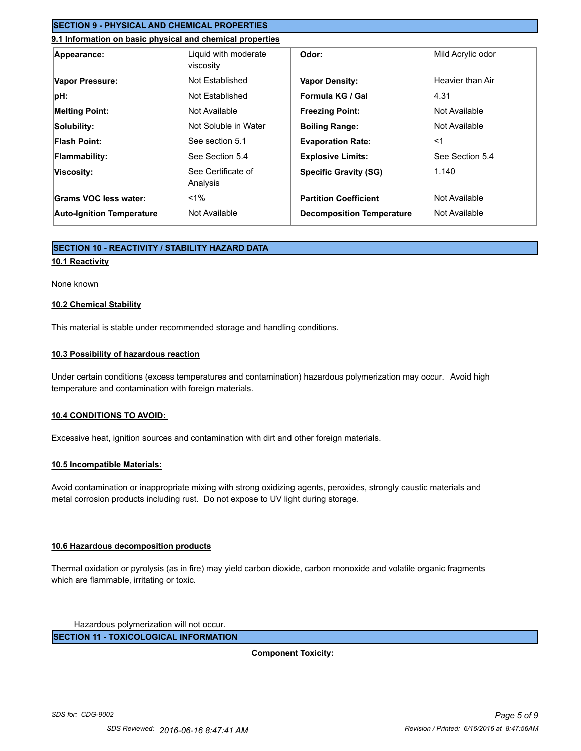## SECTION 9 - PHYSICAL AND CHEMICAL PROPERTIES

### 9.1 Information on basic physical and chemical properties

| | | | |
|---|---|---|---|
| **Appearance:** | Liquid with moderate viscosity | **Odor:** | Mild Acrylic odor |
| **Vapor Pressure:** | Not Established | **Vapor Density:** | Heavier than Air |
| **pH:** | Not Established | **Formula KG / Gal** | 4.31 |
| **Melting Point:** | Not Available | **Freezing Point:** | Not Available |
| **Solubility:** | Not Soluble in Water | **Boiling Range:** | Not Available |
| **Flash Point:** | See section 5.1 | **Evaporation Rate:** | <1 |
| **Flammability:** | See Section 5.4 | **Explosive Limits:** | See Section 5.4 |
| **Viscosity:** | See Certificate of Analysis | **Specific Gravity (SG)** | 1.140 |
| **Grams VOC less water:** | <1% | **Partition Coefficient** | Not Available |
| **Auto-Ignition Temperature** | Not Available | **Decomposition Temperature** | Not Available |

## SECTION 10 - REACTIVITY / STABILITY HAZARD DATA

### 10.1 Reactivity

None known

### 10.2 Chemical Stability

This material is stable under recommended storage and handling conditions.

### 10.3 Possibility of hazardous reaction

Under certain conditions (excess temperatures and contamination) hazardous polymerization may occur. Avoid high temperature and contamination with foreign materials.

### 10.4 CONDITIONS TO AVOID:

Excessive heat, ignition sources and contamination with dirt and other foreign materials.

### 10.5 Incompatible Materials:

Avoid contamination or inappropriate mixing with strong oxidizing agents, peroxides, strongly caustic materials and metal corrosion products including rust. Do not expose to UV light during storage.

### 10.6 Hazardous decomposition products

Thermal oxidation or pyrolysis (as in fire) may yield carbon dioxide, carbon monoxide and volatile organic fragments which are flammable, irritating or toxic.

Hazardous polymerization will not occur.

## SECTION 11 - TOXICOLOGICAL INFORMATION

**Component Toxicity:**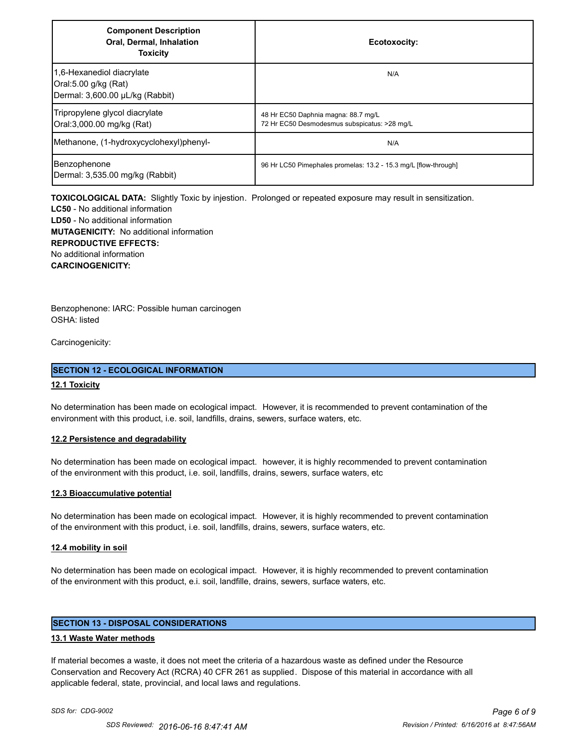| Component Description Oral, Dermal, Inhalation Toxicity | Ecotoxocity: |
| --- | --- |
| 1,6-Hexanediol diacrylate<br>Oral:5.00 g/kg (Rat)<br>Dermal: 3,600.00 µL/kg (Rabbit) | N/A |
| Tripropylene glycol diacrylate<br>Oral:3,000.00 mg/kg (Rat) | 48 Hr EC50 Daphnia magna: 88.7 mg/L<br>72 Hr EC50 Desmodesmus subspicatus: >28 mg/L |
| Methanone, (1-hydroxycyclohexyl)phenyl- | N/A |
| Benzophenone<br>Dermal: 3,535.00 mg/kg (Rabbit) | 96 Hr LC50 Pimephales promelas: 13.2 - 15.3 mg/L [flow-through] |

**TOXICOLOGICAL DATA:** Slightly Toxic by injestion. Prolonged or repeated exposure may result in sensitization.
**LC50** - No additional information
**LD50** - No additional information
**MUTAGENICITY:** No additional information
**REPRODUCTIVE EFFECTS:**
No additional information
**CARCINOGENICITY:**

Benzophenone: IARC: Possible human carcinogen
OSHA: listed

Carcinogenicity:

## SECTION 12 - ECOLOGICAL INFORMATION

**12.1 Toxicity**

No determination has been made on ecological impact. However, it is recommended to prevent contamination of the environment with this product, i.e. soil, landfills, drains, sewers, surface waters, etc.

**12.2 Persistence and degradability**

No determination has been made on ecological impact. however, it is highly recommended to prevent contamination of the environment with this product, i.e. soil, landfills, drains, sewers, surface waters, etc

**12.3 Bioaccumulative potential**

No determination has been made on ecological impact. However, it is highly recommended to prevent contamination of the environment with this product, i.e. soil, landfills, drains, sewers, surface waters, etc.

**12.4 mobility in soil**

No determination has been made on ecological impact. However, it is highly recommended to prevent contamination of the environment with this product, e.i. soil, landfille, drains, sewers, surface waters, etc.

## SECTION 13 - DISPOSAL CONSIDERATIONS

**13.1 Waste Water methods**

If material becomes a waste, it does not meet the criteria of a hazardous waste as defined under the Resource Conservation and Recovery Act (RCRA) 40 CFR 261 as supplied. Dispose of this material in accordance with all applicable federal, state, provincial, and local laws and regulations.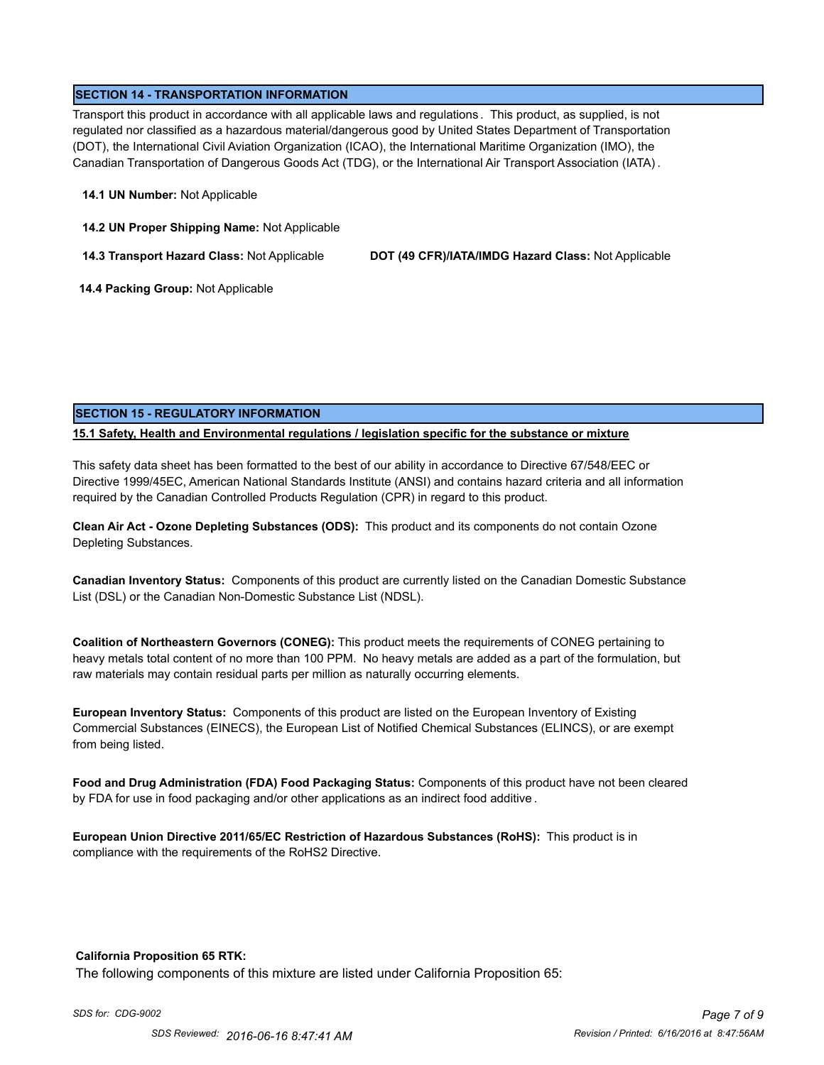## SECTION 14 - TRANSPORTATION INFORMATION

Transport this product in accordance with all applicable laws and regulations. This product, as supplied, is not regulated nor classified as a hazardous material/dangerous good by United States Department of Transportation (DOT), the International Civil Aviation Organization (ICAO), the International Maritime Organization (IMO), the Canadian Transportation of Dangerous Goods Act (TDG), or the International Air Transport Association (IATA).

**14.1 UN Number:** Not Applicable

**14.2 UN Proper Shipping Name:** Not Applicable

**14.3 Transport Hazard Class:** Not Applicable

**DOT (49 CFR)/IATA/IMDG Hazard Class:** Not Applicable

**14.4 Packing Group:** Not Applicable

## SECTION 15 - REGULATORY INFORMATION

**15.1 Safety, Health and Environmental regulations / legislation specific for the substance or mixture**

This safety data sheet has been formatted to the best of our ability in accordance to Directive 67/548/EEC or Directive 1999/45EC, American National Standards Institute (ANSI) and contains hazard criteria and all information required by the Canadian Controlled Products Regulation (CPR) in regard to this product.

**Clean Air Act - Ozone Depleting Substances (ODS):** This product and its components do not contain Ozone Depleting Substances.

**Canadian Inventory Status:** Components of this product are currently listed on the Canadian Domestic Substance List (DSL) or the Canadian Non-Domestic Substance List (NDSL).

**Coalition of Northeastern Governors (CONEG):** This product meets the requirements of CONEG pertaining to heavy metals total content of no more than 100 PPM. No heavy metals are added as a part of the formulation, but raw materials may contain residual parts per million as naturally occurring elements.

**European Inventory Status:** Components of this product are listed on the European Inventory of Existing Commercial Substances (EINECS), the European List of Notified Chemical Substances (ELINCS), or are exempt from being listed.

**Food and Drug Administration (FDA) Food Packaging Status:** Components of this product have not been cleared by FDA for use in food packaging and/or other applications as an indirect food additive.

**European Union Directive 2011/65/EC Restriction of Hazardous Substances (RoHS):** This product is in compliance with the requirements of the RoHS2 Directive.

**California Proposition 65 RTK:**

The following components of this mixture are listed under California Proposition 65: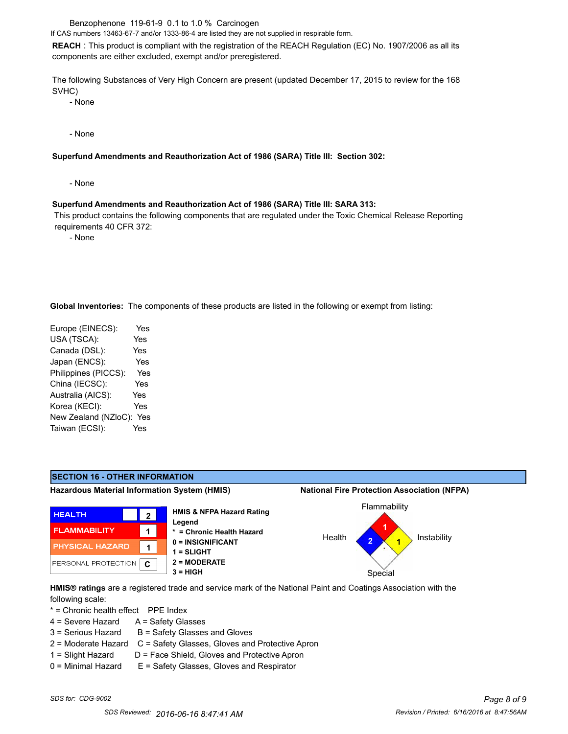Benzophenone 119-61-9 0.1 to 1.0 % Carcinogen

If CAS numbers 13463-67-7 and/or 1333-86-4 are listed they are not supplied in respirable form.

**REACH** : This product is compliant with the registration of the REACH Regulation (EC) No. 1907/2006 as all its components are either excluded, exempt and/or preregistered.

The following Substances of Very High Concern are present (updated December 17, 2015 to review for the 168 SVHC)

- None

- None

**Superfund Amendments and Reauthorization Act of 1986 (SARA) Title III: Section 302:**

- None

**Superfund Amendments and Reauthorization Act of 1986 (SARA) Title III: SARA 313:**

This product contains the following components that are regulated under the Toxic Chemical Release Reporting requirements 40 CFR 372:

- None

**Global Inventories:** The components of these products are listed in the following or exempt from listing:

| Inventory | Listed |
|---|---|
| Europe (EINECS): | Yes |
| USA (TSCA): | Yes |
| Canada (DSL): | Yes |
| Japan (ENCS): | Yes |
| Philippines (PICCS): | Yes |
| China (IECSC): | Yes |
| Australia (AICS): | Yes |
| Korea (KECI): | Yes |
| New Zealand (NZIoC): | Yes |
| Taiwan (ECSI): | Yes |

## SECTION 16 - OTHER INFORMATION

**Hazardous Material Information System (HMIS)**

| | | |
|---|---|---|
| HEALTH | | 2 |
| FLAMMABILITY | | 1 |
| PHYSICAL HAZARD | | 1 |
| PERSONAL PROTECTION | | C |

**HMIS & NFPA Hazard Rating Legend**

**\* = Chronic Health Hazard**
**0 = INSIGNIFICANT**
**1 = SLIGHT**
**2 = MODERATE**
**3 = HIGH**

**National Fire Protection Association (NFPA)**

Flammability: 1
Health: 2
Instability: 1
Special:

**HMIS® ratings** are a registered trade and service mark of the National Paint and Coatings Association with the following scale:

| | PPE Index |
|---|---|
| * = Chronic health effect | |
| 4 = Severe Hazard | A = Safety Glasses |
| 3 = Serious Hazard | B = Safety Glasses and Gloves |
| 2 = Moderate Hazard | C = Safety Glasses, Gloves and Protective Apron |
| 1 = Slight Hazard | D = Face Shield, Gloves and Protective Apron |
| 0 = Minimal Hazard | E = Safety Glasses, Gloves and Respirator |

*SDS for: CDG-9002*

*SDS Reviewed: 2016-06-16 8:47:41 AM*

*Revision / Printed: 6/16/2016 at 8:47:56AM*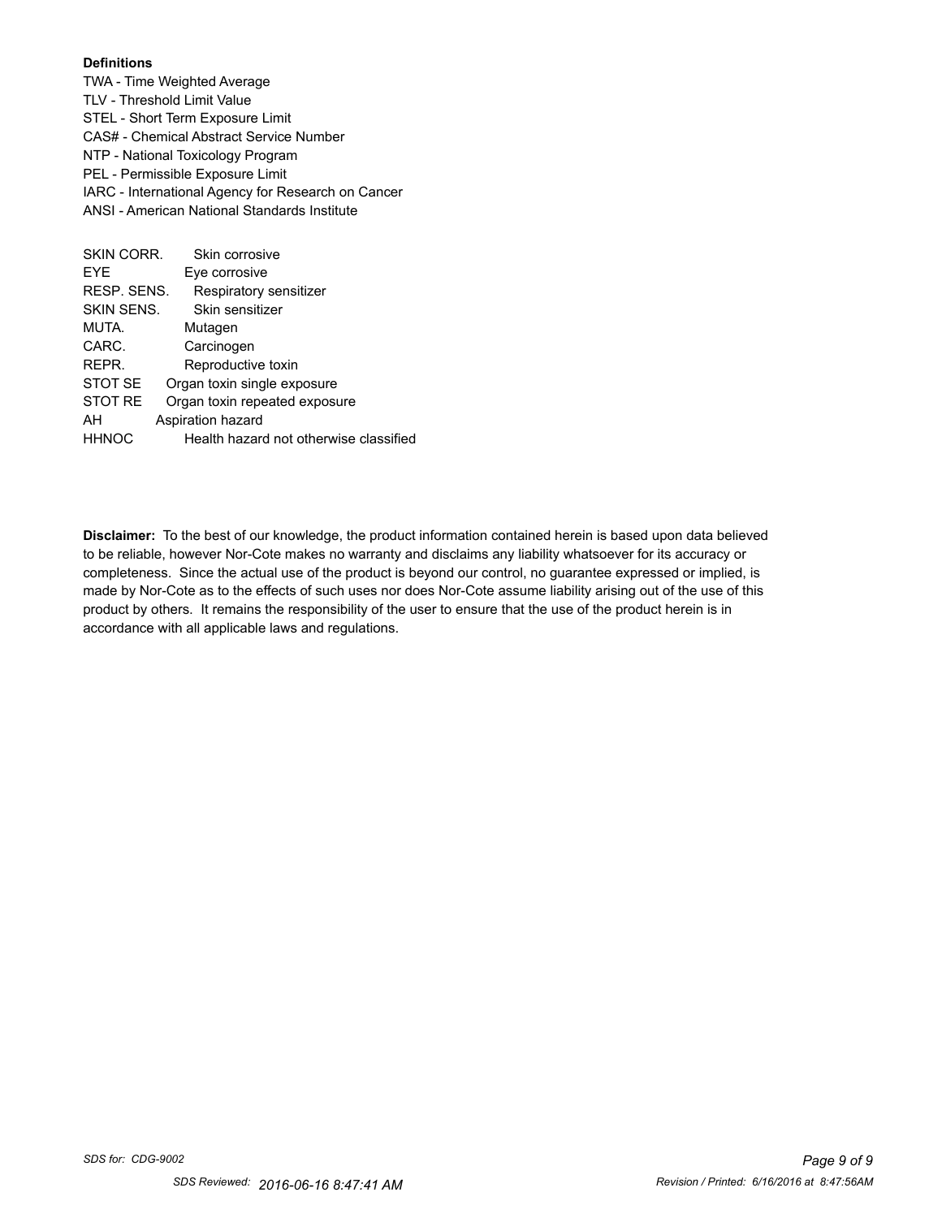**Definitions**

TWA - Time Weighted Average
TLV - Threshold Limit Value
STEL - Short Term Exposure Limit
CAS# - Chemical Abstract Service Number
NTP - National Toxicology Program
PEL - Permissible Exposure Limit
IARC - International Agency for Research on Cancer
ANSI - American National Standards Institute

| | |
|---|---|
| SKIN CORR. | Skin corrosive |
| EYE | Eye corrosive |
| RESP. SENS. | Respiratory sensitizer |
| SKIN SENS. | Skin sensitizer |
| MUTA. | Mutagen |
| CARC. | Carcinogen |
| REPR. | Reproductive toxin |
| STOT SE | Organ toxin single exposure |
| STOT RE | Organ toxin repeated exposure |
| AH | Aspiration hazard |
| HHNOC | Health hazard not otherwise classified |

**Disclaimer:** To the best of our knowledge, the product information contained herein is based upon data believed to be reliable, however Nor-Cote makes no warranty and disclaims any liability whatsoever for its accuracy or completeness. Since the actual use of the product is beyond our control, no guarantee expressed or implied, is made by Nor-Cote as to the effects of such uses nor does Nor-Cote assume liability arising out of the use of this product by others. It remains the responsibility of the user to ensure that the use of the product herein is in accordance with all applicable laws and regulations.